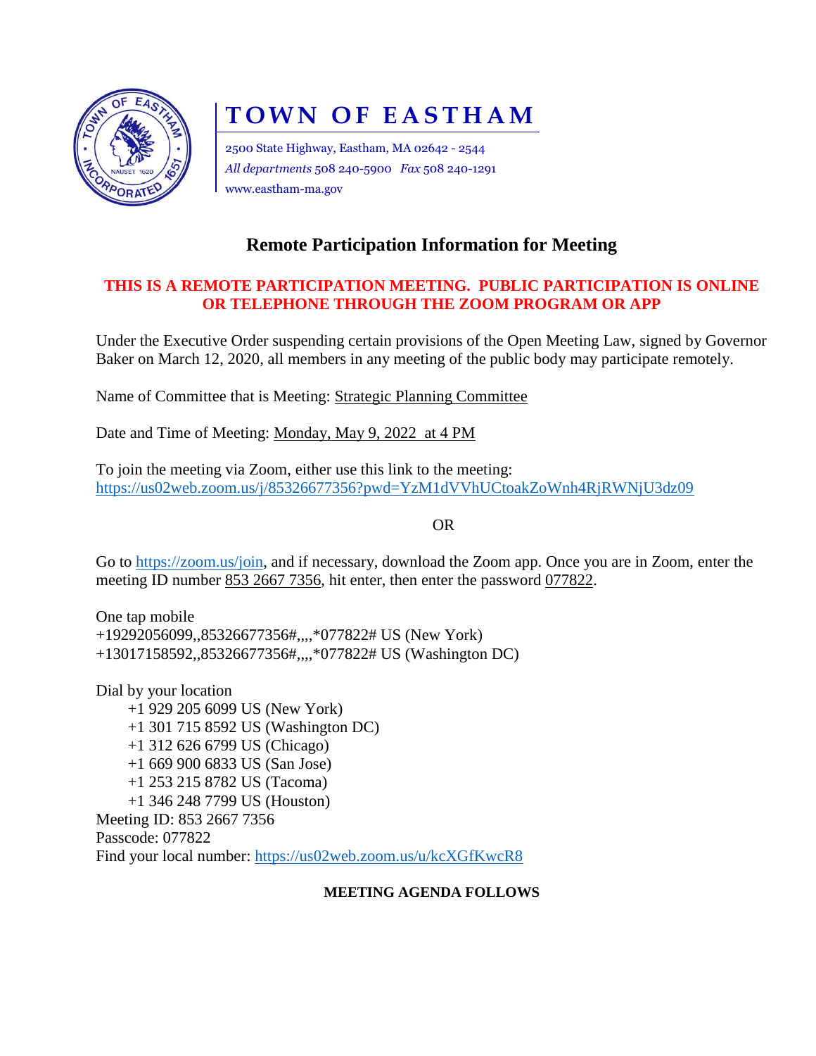# TOWN OF EASTHAM

2500 State Highway, Eastham, MA 02642 - 2544
*All departments* 508 240-5900 *Fax* 508 240-1291
www.eastham-ma.gov

## Remote Participation Information for Meeting

**THIS IS A REMOTE PARTICIPATION MEETING. PUBLIC PARTICIPATION IS ONLINE OR TELEPHONE THROUGH THE ZOOM PROGRAM OR APP**

Under the Executive Order suspending certain provisions of the Open Meeting Law, signed by Governor Baker on March 12, 2020, all members in any meeting of the public body may participate remotely.

Name of Committee that is Meeting: Strategic Planning Committee

Date and Time of Meeting: Monday, May 9, 2022 at 4 PM

To join the meeting via Zoom, either use this link to the meeting:
https://us02web.zoom.us/j/85326677356?pwd=YzM1dVVhUCtoakZoWnh4RjRWNjU3dz09

OR

Go to https://zoom.us/join, and if necessary, download the Zoom app. Once you are in Zoom, enter the meeting ID number 853 2667 7356, hit enter, then enter the password 077822.

One tap mobile
+19292056099,,85326677356#,,,,*077822# US (New York)
+13017158592,,85326677356#,,,,*077822# US (Washington DC)

Dial by your location
- +1 929 205 6099 US (New York)
- +1 301 715 8592 US (Washington DC)
- +1 312 626 6799 US (Chicago)
- +1 669 900 6833 US (San Jose)
- +1 253 215 8782 US (Tacoma)
- +1 346 248 7799 US (Houston)

Meeting ID: 853 2667 7356
Passcode: 077822
Find your local number: https://us02web.zoom.us/u/kcXGfKwcR8

**MEETING AGENDA FOLLOWS**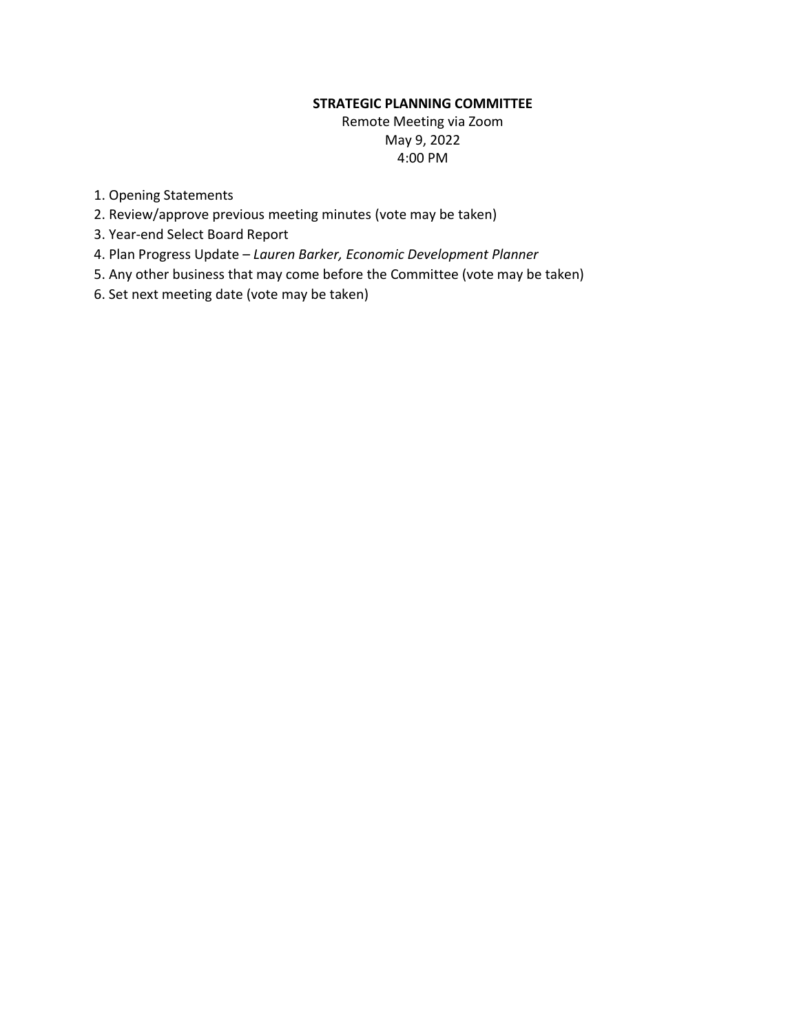**STRATEGIC PLANNING COMMITTEE**

Remote Meeting via Zoom

May 9, 2022

4:00 PM

1. Opening Statements
2. Review/approve previous meeting minutes (vote may be taken)
3. Year-end Select Board Report
4. Plan Progress Update – *Lauren Barker, Economic Development Planner*
5. Any other business that may come before the Committee (vote may be taken)
6. Set next meeting date (vote may be taken)